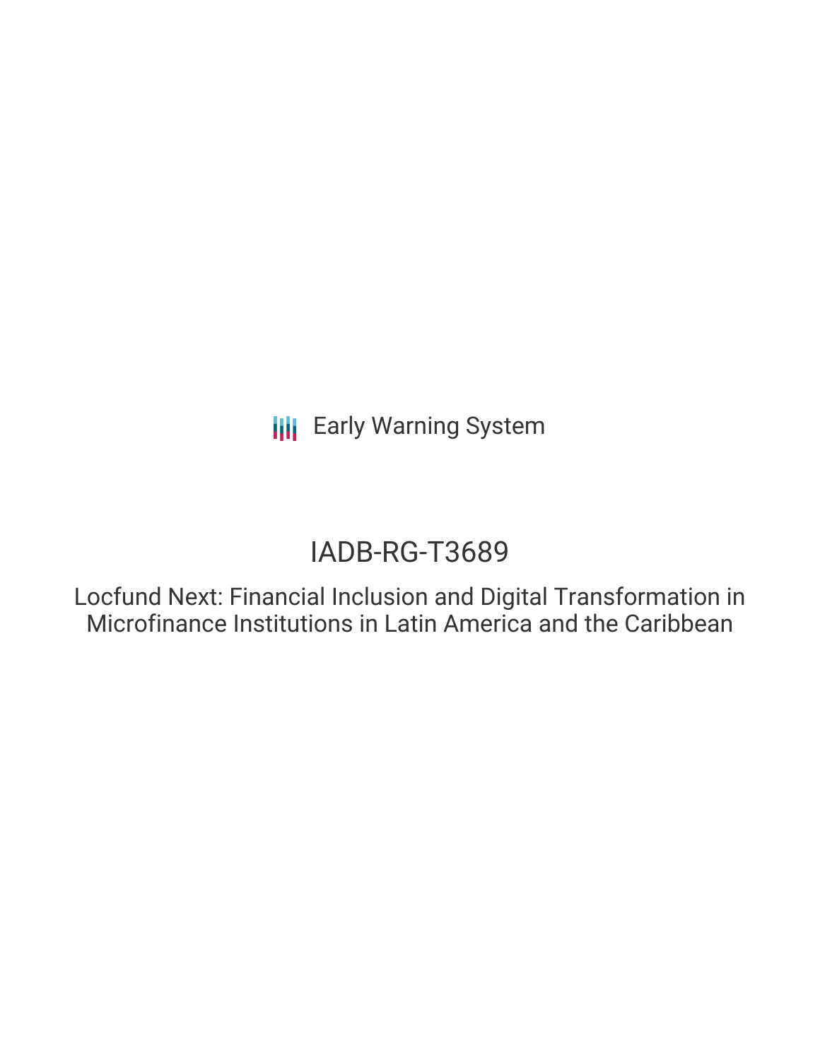Early Warning System

# IADB-RG-T3689

## Locfund Next: Financial Inclusion and Digital Transformation in Microfinance Institutions in Latin America and the Caribbean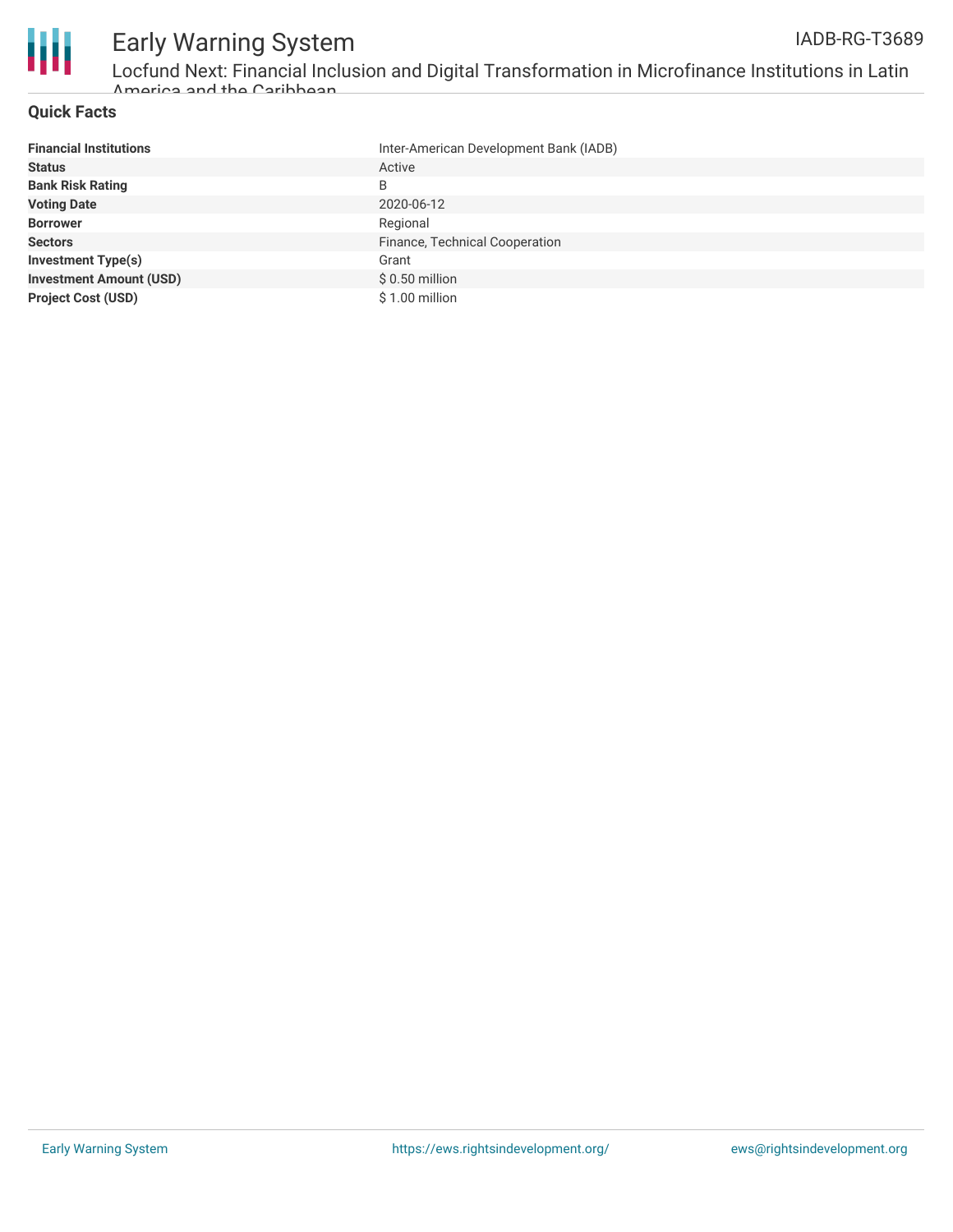## Quick Facts

| | |
|---|---|
| **Financial Institutions** | Inter-American Development Bank (IADB) |
| **Status** | Active |
| **Bank Risk Rating** | B |
| **Voting Date** | 2020-06-12 |
| **Borrower** | Regional |
| **Sectors** | Finance, Technical Cooperation |
| **Investment Type(s)** | Grant |
| **Investment Amount (USD)** | $ 0.50 million |
| **Project Cost (USD)** | $ 1.00 million |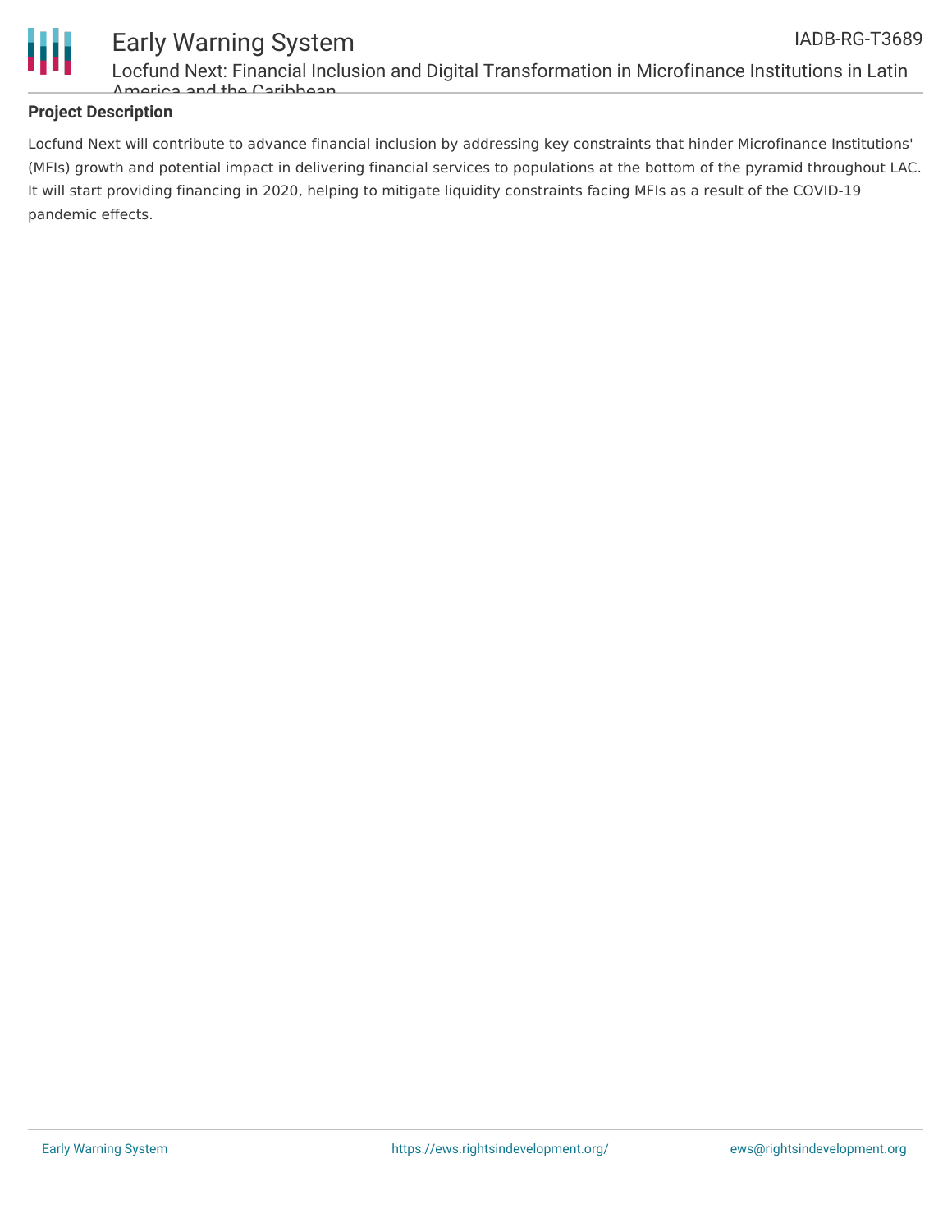## Project Description

Locfund Next will contribute to advance financial inclusion by addressing key constraints that hinder Microfinance Institutions' (MFIs) growth and potential impact in delivering financial services to populations at the bottom of the pyramid throughout LAC. It will start providing financing in 2020, helping to mitigate liquidity constraints facing MFIs as a result of the COVID-19 pandemic effects.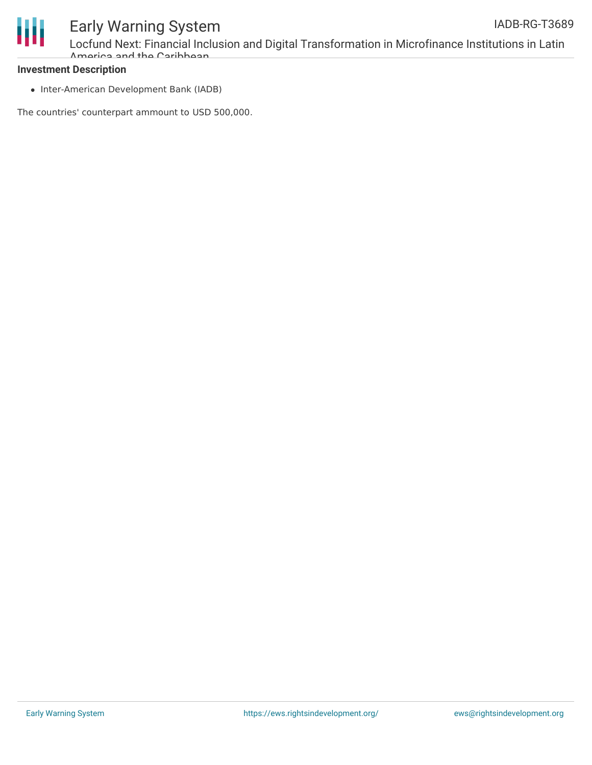**Investment Description**

- Inter-American Development Bank (IADB)

The countries' counterpart ammount to USD 500,000.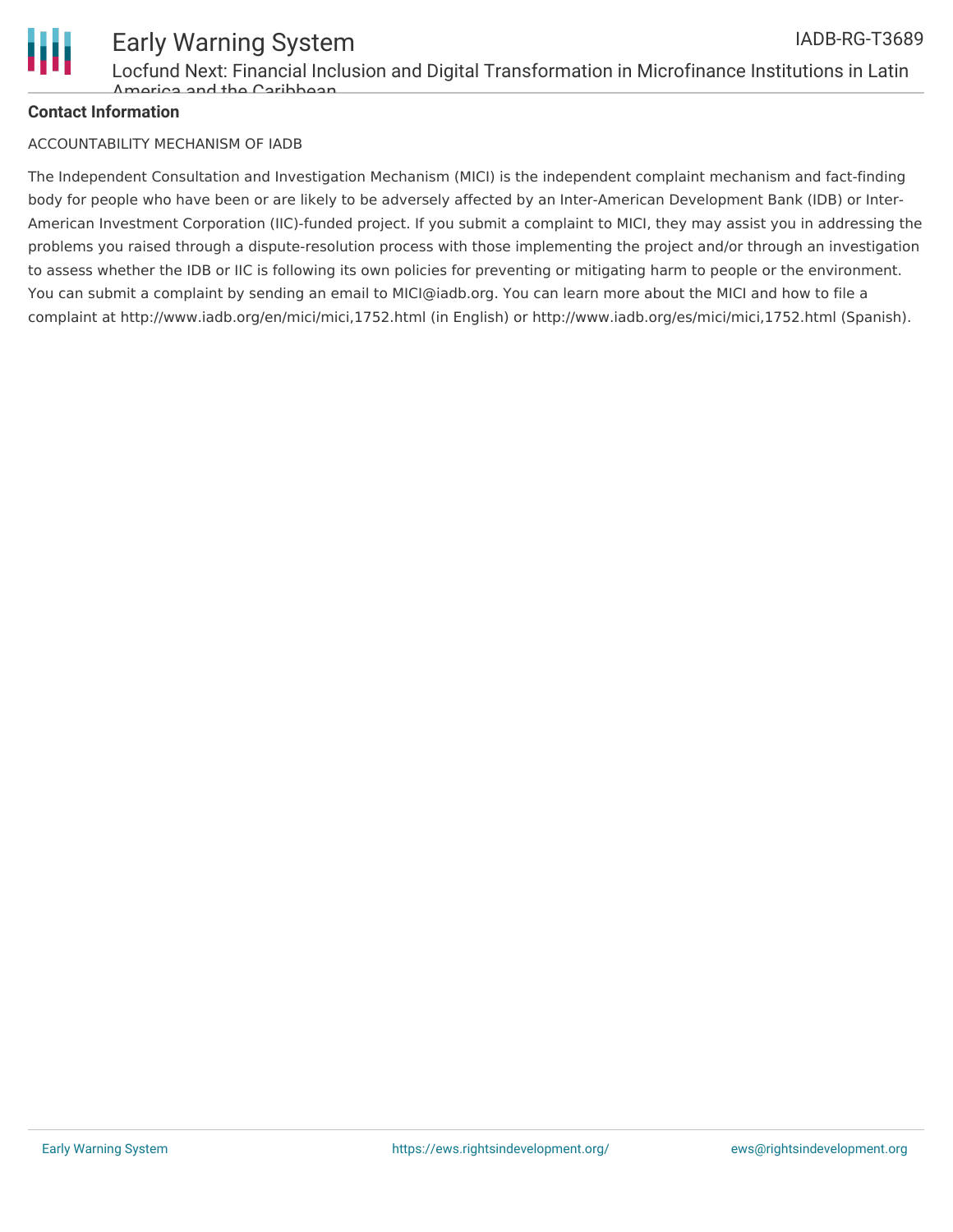**Contact Information**

ACCOUNTABILITY MECHANISM OF IADB

The Independent Consultation and Investigation Mechanism (MICI) is the independent complaint mechanism and fact-finding body for people who have been or are likely to be adversely affected by an Inter-American Development Bank (IDB) or Inter-American Investment Corporation (IIC)-funded project. If you submit a complaint to MICI, they may assist you in addressing the problems you raised through a dispute-resolution process with those implementing the project and/or through an investigation to assess whether the IDB or IIC is following its own policies for preventing or mitigating harm to people or the environment. You can submit a complaint by sending an email to MICI@iadb.org. You can learn more about the MICI and how to file a complaint at http://www.iadb.org/en/mici/mici,1752.html (in English) or http://www.iadb.org/es/mici/mici,1752.html (Spanish).